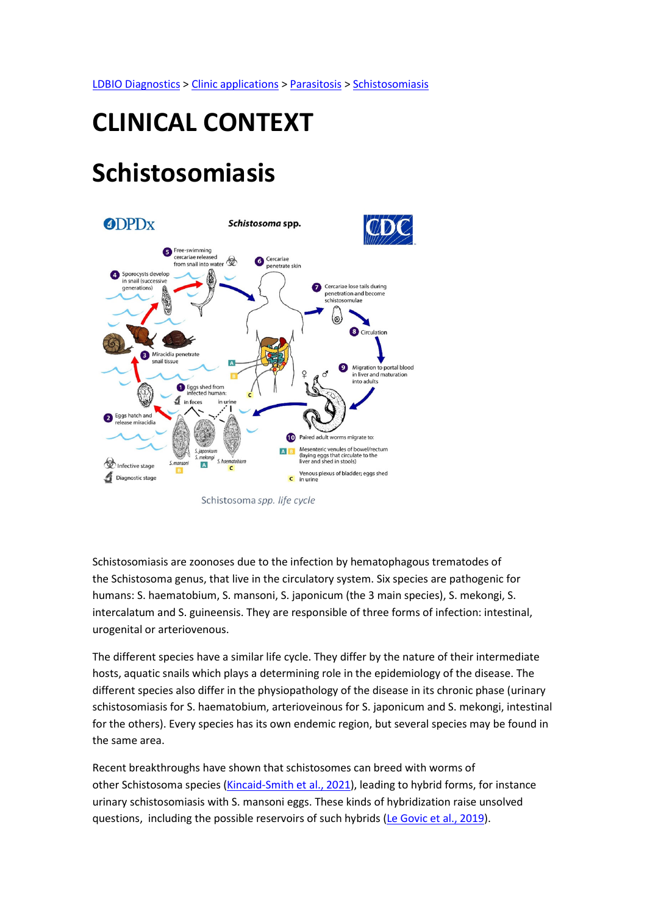[LDBIO Diagnostics](#) > [Clinic applications](#) > [Parasitosis](#) > [Schistosomiasis](#)

# CLINICAL CONTEXT

# Schistosomiasis

Schistosoma *spp. life cycle*

Schistosomiasis are zoonoses due to the infection by hematophagous trematodes of the Schistosoma genus, that live in the circulatory system. Six species are pathogenic for humans: S. haematobium, S. mansoni, S. japonicum (the 3 main species), S. mekongi, S. intercalatum and S. guineensis. They are responsible of three forms of infection: intestinal, urogenital or arteriovenous.

The different species have a similar life cycle. They differ by the nature of their intermediate hosts, aquatic snails which plays a determining role in the epidemiology of the disease. The different species also differ in the physiopathology of the disease in its chronic phase (urinary schistosomiasis for S. haematobium, arterioveinous for S. japonicum and S. mekongi, intestinal for the others). Every species has its own endemic region, but several species may be found in the same area.

Recent breakthroughs have shown that schistosomes can breed with worms of other Schistosoma species ([Kincaid-Smith et al., 2021](#)), leading to hybrid forms, for instance urinary schistosomiasis with S. mansoni eggs. These kinds of hybridization raise unsolved questions, including the possible reservoirs of such hybrids ([Le Govic et al., 2019](#)).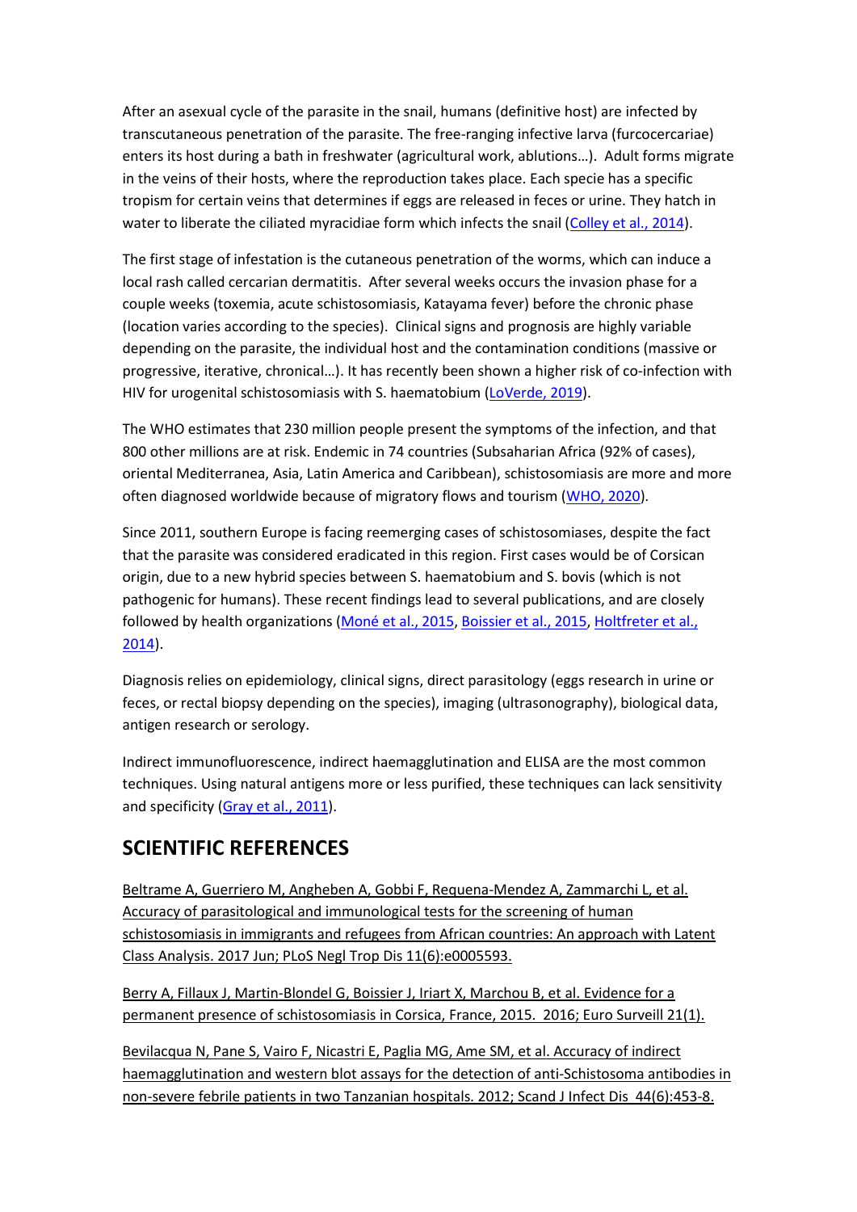After an asexual cycle of the parasite in the snail, humans (definitive host) are infected by transcutaneous penetration of the parasite. The free-ranging infective larva (furcocercariae) enters its host during a bath in freshwater (agricultural work, ablutions…). Adult forms migrate in the veins of their hosts, where the reproduction takes place. Each specie has a specific tropism for certain veins that determines if eggs are released in feces or urine. They hatch in water to liberate the ciliated myracidiae form which infects the snail ([Colley et al., 2014](#)).

The first stage of infestation is the cutaneous penetration of the worms, which can induce a local rash called cercarian dermatitis. After several weeks occurs the invasion phase for a couple weeks (toxemia, acute schistosomiasis, Katayama fever) before the chronic phase (location varies according to the species). Clinical signs and prognosis are highly variable depending on the parasite, the individual host and the contamination conditions (massive or progressive, iterative, chronical…). It has recently been shown a higher risk of co-infection with HIV for urogenital schistosomiasis with S. haematobium ([LoVerde, 2019](#)).

The WHO estimates that 230 million people present the symptoms of the infection, and that 800 other millions are at risk. Endemic in 74 countries (Subsaharian Africa (92% of cases), oriental Mediterranea, Asia, Latin America and Caribbean), schistosomiasis are more and more often diagnosed worldwide because of migratory flows and tourism ([WHO, 2020](#)).

Since 2011, southern Europe is facing reemerging cases of schistosomiases, despite the fact that the parasite was considered eradicated in this region. First cases would be of Corsican origin, due to a new hybrid species between S. haematobium and S. bovis (which is not pathogenic for humans). These recent findings lead to several publications, and are closely followed by health organizations ([Moné et al., 2015](#), [Boissier et al., 2015](#), [Holtfreter et al., 2014](#)).

Diagnosis relies on epidemiology, clinical signs, direct parasitology (eggs research in urine or feces, or rectal biopsy depending on the species), imaging (ultrasonography), biological data, antigen research or serology.

Indirect immunofluorescence, indirect haemagglutination and ELISA are the most common techniques. Using natural antigens more or less purified, these techniques can lack sensitivity and specificity ([Gray et al., 2011](#)).

## SCIENTIFIC REFERENCES

Beltrame A, Guerriero M, Angheben A, Gobbi F, Requena-Mendez A, Zammarchi L, et al. Accuracy of parasitological and immunological tests for the screening of human schistosomiasis in immigrants and refugees from African countries: An approach with Latent Class Analysis. 2017 Jun; PLoS Negl Trop Dis 11(6):e0005593.

Berry A, Fillaux J, Martin-Blondel G, Boissier J, Iriart X, Marchou B, et al. Evidence for a permanent presence of schistosomiasis in Corsica, France, 2015. 2016; Euro Surveill 21(1).

Bevilacqua N, Pane S, Vairo F, Nicastri E, Paglia MG, Ame SM, et al. Accuracy of indirect haemagglutination and western blot assays for the detection of anti-Schistosoma antibodies in non-severe febrile patients in two Tanzanian hospitals. 2012; Scand J Infect Dis 44(6):453-8.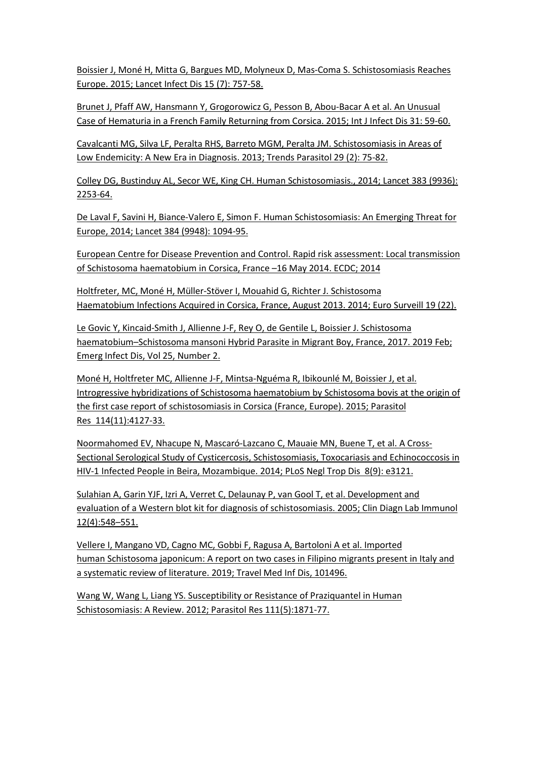Boissier J, Moné H, Mitta G, Bargues MD, Molyneux D, Mas-Coma S. Schistosomiasis Reaches Europe. 2015; Lancet Infect Dis 15 (7): 757-58.

Brunet J, Pfaff AW, Hansmann Y, Grogorowicz G, Pesson B, Abou-Bacar A et al. An Unusual Case of Hematuria in a French Family Returning from Corsica. 2015; Int J Infect Dis 31: 59-60.

Cavalcanti MG, Silva LF, Peralta RHS, Barreto MGM, Peralta JM. Schistosomiasis in Areas of Low Endemicity: A New Era in Diagnosis. 2013; Trends Parasitol 29 (2): 75-82.

Colley DG, Bustinduy AL, Secor WE, King CH. Human Schistosomiasis., 2014; Lancet 383 (9936): 2253-64.

De Laval F, Savini H, Biance-Valero E, Simon F. Human Schistosomiasis: An Emerging Threat for Europe, 2014; Lancet 384 (9948): 1094-95.

European Centre for Disease Prevention and Control. Rapid risk assessment: Local transmission of Schistosoma haematobium in Corsica, France –16 May 2014. ECDC; 2014

Holtfreter, MC, Moné H, Müller-Stöver I, Mouahid G, Richter J. Schistosoma Haematobium Infections Acquired in Corsica, France, August 2013. 2014; Euro Surveill 19 (22).

Le Govic Y, Kincaid-Smith J, Allienne J-F, Rey O, de Gentile L, Boissier J. Schistosoma haematobium–Schistosoma mansoni Hybrid Parasite in Migrant Boy, France, 2017. 2019 Feb; Emerg Infect Dis, Vol 25, Number 2.

Moné H, Holtfreter MC, Allienne J-F, Mintsa-Nguéma R, Ibikounlé M, Boissier J, et al. Introgressive hybridizations of Schistosoma haematobium by Schistosoma bovis at the origin of the first case report of schistosomiasis in Corsica (France, Europe). 2015; Parasitol Res 114(11):4127-33.

Noormahomed EV, Nhacupe N, Mascaró-Lazcano C, Mauaie MN, Buene T, et al. A Cross-Sectional Serological Study of Cysticercosis, Schistosomiasis, Toxocariasis and Echinococcosis in HIV-1 Infected People in Beira, Mozambique. 2014; PLoS Negl Trop Dis 8(9): e3121.

Sulahian A, Garin YJF, Izri A, Verret C, Delaunay P, van Gool T, et al. Development and evaluation of a Western blot kit for diagnosis of schistosomiasis. 2005; Clin Diagn Lab Immunol 12(4):548–551.

Vellere I, Mangano VD, Cagno MC, Gobbi F, Ragusa A, Bartoloni A et al. Imported human Schistosoma japonicum: A report on two cases in Filipino migrants present in Italy and a systematic review of literature. 2019; Travel Med Inf Dis, 101496.

Wang W, Wang L, Liang YS. Susceptibility or Resistance of Praziquantel in Human Schistosomiasis: A Review. 2012; Parasitol Res 111(5):1871-77.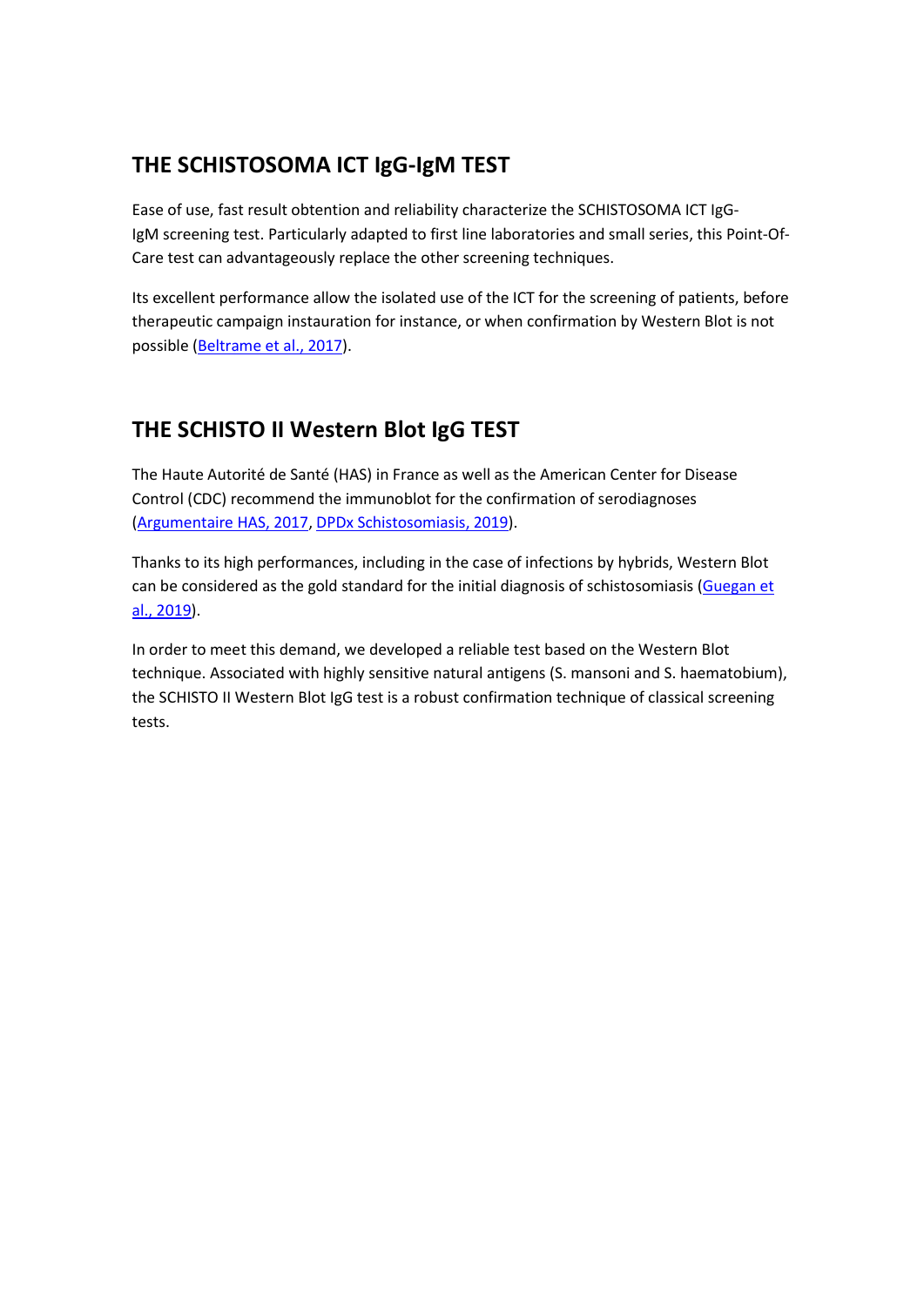## THE SCHISTOSOMA ICT IgG-IgM TEST

Ease of use, fast result obtention and reliability characterize the SCHISTOSOMA ICT IgG-IgM screening test. Particularly adapted to first line laboratories and small series, this Point-Of-Care test can advantageously replace the other screening techniques.

Its excellent performance allow the isolated use of the ICT for the screening of patients, before therapeutic campaign instauration for instance, or when confirmation by Western Blot is not possible (Beltrame et al., 2017).

## THE SCHISTO II Western Blot IgG TEST

The Haute Autorité de Santé (HAS) in France as well as the American Center for Disease Control (CDC) recommend the immunoblot for the confirmation of serodiagnoses (Argumentaire HAS, 2017, DPDx Schistosomiasis, 2019).

Thanks to its high performances, including in the case of infections by hybrids, Western Blot can be considered as the gold standard for the initial diagnosis of schistosomiasis (Guegan et al., 2019).

In order to meet this demand, we developed a reliable test based on the Western Blot technique. Associated with highly sensitive natural antigens (S. mansoni and S. haematobium), the SCHISTO II Western Blot IgG test is a robust confirmation technique of classical screening tests.